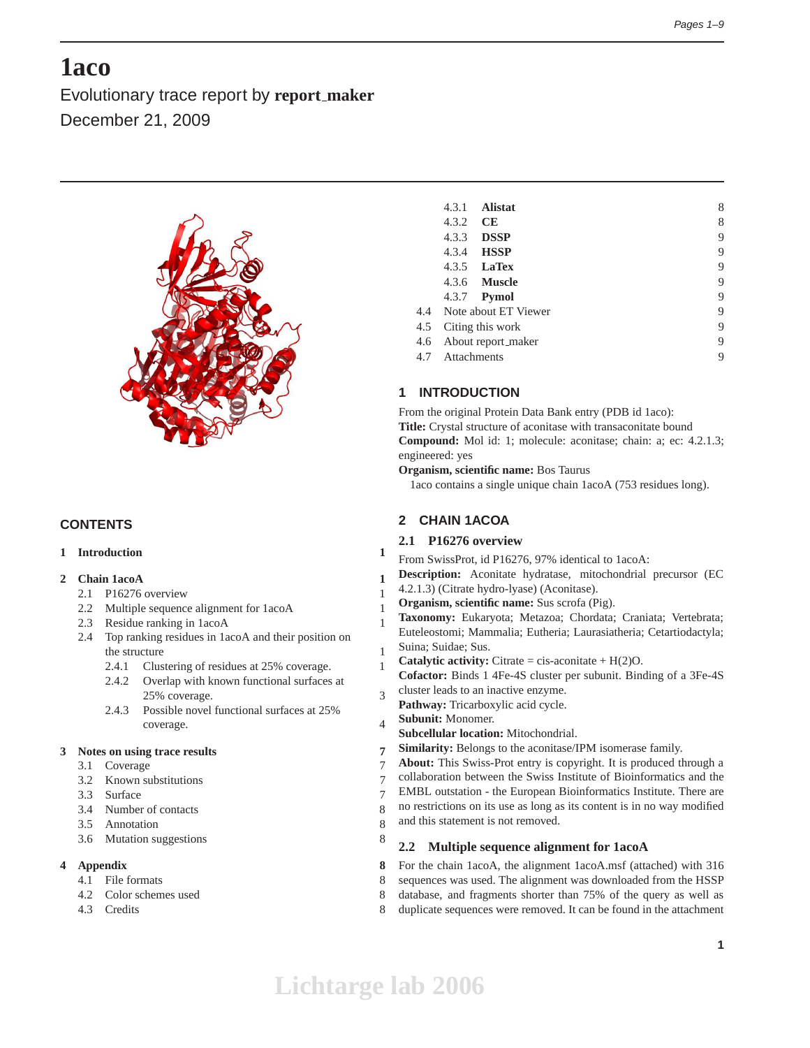# 1aco

Evolutionary trace report by **report_maker**

December 21, 2009

## CONTENTS

1 **Introduction** 1

2 **Chain 1acoA** 1
- 2.1 P16276 overview 1
- 2.2 Multiple sequence alignment for 1acoA 1
- 2.3 Residue ranking in 1acoA 1
- 2.4 Top ranking residues in 1acoA and their position on the structure 1
  - 2.4.1 Clustering of residues at 25% coverage. 1
  - 2.4.2 Overlap with known functional surfaces at 25% coverage. 3
  - 2.4.3 Possible novel functional surfaces at 25% coverage. 4

3 **Notes on using trace results** 7
- 3.1 Coverage 7
- 3.2 Known substitutions 7
- 3.3 Surface 7
- 3.4 Number of contacts 8
- 3.5 Annotation 8
- 3.6 Mutation suggestions 8

4 **Appendix** 8
- 4.1 File formats 8
- 4.2 Color schemes used 8
- 4.3 Credits 8
  - 4.3.1 **Alistat** 8
  - 4.3.2 **CE** 8
  - 4.3.3 **DSSP** 9
  - 4.3.4 **HSSP** 9
  - 4.3.5 **LaTex** 9
  - 4.3.6 **Muscle** 9
  - 4.3.7 **Pymol** 9
- 4.4 Note about ET Viewer 9
- 4.5 Citing this work 9
- 4.6 About report_maker 9
- 4.7 Attachments 9

## 1 INTRODUCTION

From the original Protein Data Bank entry (PDB id 1aco):
**Title:** Crystal structure of aconitase with transaconitate bound
**Compound:** Mol id: 1; molecule: aconitase; chain: a; ec: 4.2.1.3; engineered: yes
**Organism, scientific name:** Bos Taurus

1aco contains a single unique chain 1acoA (753 residues long).

## 2 CHAIN 1ACOA

### 2.1 P16276 overview

From SwissProt, id P16276, 97% identical to 1acoA:
**Description:** Aconitate hydratase, mitochondrial precursor (EC 4.2.1.3) (Citrate hydro-lyase) (Aconitase).
**Organism, scientific name:** Sus scrofa (Pig).
**Taxonomy:** Eukaryota; Metazoa; Chordata; Craniata; Vertebrata; Euteleostomi; Mammalia; Eutheria; Laurasiatheria; Cetartiodactyla; Suina; Suidae; Sus.
**Catalytic activity:** Citrate = cis-aconitate + H(2)O.
**Cofactor:** Binds 1 4Fe-4S cluster per subunit. Binding of a 3Fe-4S cluster leads to an inactive enzyme.
**Pathway:** Tricarboxylic acid cycle.
**Subunit:** Monomer.
**Subcellular location:** Mitochondrial.
**Similarity:** Belongs to the aconitase/IPM isomerase family.
**About:** This Swiss-Prot entry is copyright. It is produced through a collaboration between the Swiss Institute of Bioinformatics and the EMBL outstation - the European Bioinformatics Institute. There are no restrictions on its use as long as its content is in no way modified and this statement is not removed.

### 2.2 Multiple sequence alignment for 1acoA

For the chain 1acoA, the alignment 1acoA.msf (attached) with 316 sequences was used. The alignment was downloaded from the HSSP database, and fragments shorter than 75% of the query as well as duplicate sequences were removed. It can be found in the attachment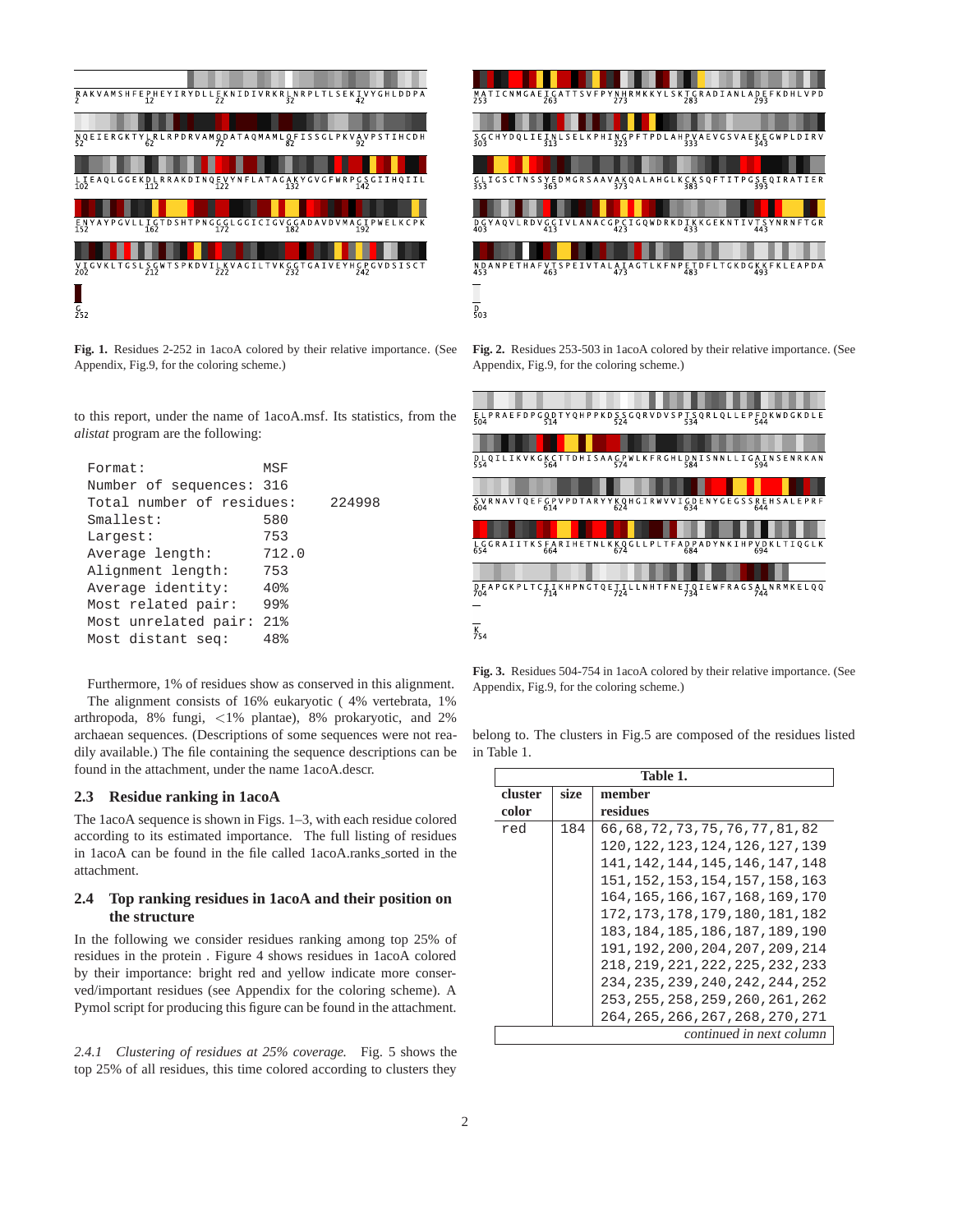R A K V A M S H F E P H E Y I R Y D L L E K N I D I V R K R L N R P L T L S E K I V Y G H L D D P A
2 12 22 32 42

N Q E I E R G K T Y L R L R P D R V A M Q D A T A Q M A M L Q F I S S G L P K V A V P S T I H C D H
52 62 72 82 92

L I E A Q L G G E K D L R R A K D I N Q E V Y N F L A T A C A K Y G V G F W R P C S G I I H Q I I L
102 112 122 132 142

E N Y A Y P G V L L I G T D S H T P N G G G L G G I C I G V G G A D A V D V M A G I P W E L K C P K
152 162 172 182 192

V I G V K L T G S L S G W T S P K D V I L K V A G I L T V K G G T G A I V E Y H G P G V D S I S C T
202 212 222 232 242

G
252

**Fig. 1.** Residues 2-252 in 1acoA colored by their relative importance. (See Appendix, Fig.9, for the coloring scheme.)

M A T I C N M G A E I G A T T S V F P Y N H R M K K Y L S K T G R A D I A N L A D E F K D H L V P D
253 263 273 283 293

S G C H Y D Q L I E I N L S E L K P H I N G P F T P D L A H P V A E V G S V A E K E G W P L D I R V
303 313 323 333 343

G L I G S C T N S S Y E D M G R S A A V A K Q A L A H G L K C K S Q F T I T P G S E Q I R A T I E R
353 363 373 383 393

D G Y A Q V L R D V G G I V L A N A C G P C I G Q W D R K D I K K G E K N T I V T S Y N R N F T G R
403 413 423 433 443

N D A N P E T H A F V T S P E I V T A L A I A G T L K F N P E T D F L T G K D G K K F K L E A P D A
453 463 473 483 493

D
503

**Fig. 2.** Residues 253-503 in 1acoA colored by their relative importance. (See Appendix, Fig.9, for the coloring scheme.)

E L P R A E F D P G Q D T Y Q H P P K D S S G Q R V D V S P T S Q R L Q L L E P F D K W D G K D L E
504 514 524 534 544

D L Q I L I K V K G K C T T D H I S A A G P W L K F R G H L D N I S N N L L I G A I N S E N R K A N
554 564 574 584 594

S V R N A V T Q E F G P V P D T A R Y Y K Q H G I R W V V I G D E N Y G E G S S R E H S A L E P R F
604 614 624 634 644

L G G R A I I T K S F A R I H E T N L K K Q G L L P L T F A D P A D Y N K I H P V D K L T I Q G L K
654 664 674 684 694

D F A P G K P L T C I I K H P N G T Q E T I L L N H T F N E T Q I E W F R A G S A L N R M K E L Q Q
704 714 724 734 744

K
754

**Fig. 3.** Residues 504-754 in 1acoA colored by their relative importance. (See Appendix, Fig.9, for the coloring scheme.)

to this report, under the name of 1acoA.msf. Its statistics, from the *alistat* program are the following:

```
Format:                 MSF
Number of sequences:    316
Total number of residues:     224998
Smallest:               580
Largest:                753
Average length:         712.0
Alignment length:       753
Average identity:       40%
Most related pair:      99%
Most unrelated pair:    21%
Most distant seq:       48%
```

Furthermore, 1% of residues show as conserved in this alignment.

The alignment consists of 16% eukaryotic ( 4% vertebrata, 1% arthropoda, 8% fungi, <1% plantae), 8% prokaryotic, and 2% archaean sequences. (Descriptions of some sequences were not readily available.) The file containing the sequence descriptions can be found in the attachment, under the name 1acoA.descr.

### 2.3 Residue ranking in 1acoA

The 1acoA sequence is shown in Figs. 1–3, with each residue colored according to its estimated importance. The full listing of residues in 1acoA can be found in the file called 1acoA.ranks_sorted in the attachment.

### 2.4 Top ranking residues in 1acoA and their position on the structure

In the following we consider residues ranking among top 25% of residues in the protein . Figure 4 shows residues in 1acoA colored by their importance: bright red and yellow indicate more conserved/important residues (see Appendix for the coloring scheme). A Pymol script for producing this figure can be found in the attachment.

#### 2.4.1 *Clustering of residues at 25% coverage.*

Fig. 5 shows the top 25% of all residues, this time colored according to clusters they belong to. The clusters in Fig.5 are composed of the residues listed in Table 1.

**Table 1.**

| cluster color | size | member residues |
|---|---|---|
| red | 184 | 66,68,72,73,75,76,77,81,82<br>120,122,123,124,126,127,139<br>141,142,144,145,146,147,148<br>151,152,153,154,157,158,163<br>164,165,166,167,168,169,170<br>172,173,178,179,180,181,182<br>183,184,185,186,187,189,190<br>191,192,200,204,207,209,214<br>218,219,221,222,225,232,233<br>234,235,239,240,242,244,252<br>253,255,258,259,260,261,262<br>264,265,266,267,268,270,271 |

*continued in next column*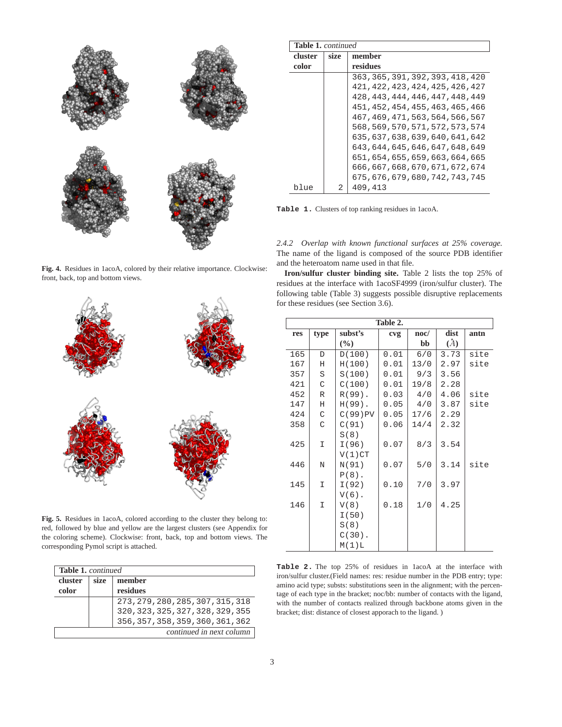Fig. 4. Residues in 1acoA, colored by their relative importance. Clockwise: front, back, top and bottom views.

Fig. 5. Residues in 1acoA, colored according to the cluster they belong to: red, followed by blue and yellow are the largest clusters (see Appendix for the coloring scheme). Clockwise: front, back, top and bottom views. The corresponding Pymol script is attached.

**Table 1.** *continued*

| cluster color | size | member residues |
|---|---|---|
| | | 273,279,280,285,307,315,318 |
| | | 320,323,325,327,328,329,355 |
| | | 356,357,358,359,360,361,362 |
| | | 363,365,391,392,393,418,420 |
| | | 421,422,423,424,425,426,427 |
| | | 428,443,444,446,447,448,449 |
| | | 451,452,454,455,463,465,466 |
| | | 467,469,471,563,564,566,567 |
| | | 568,569,570,571,572,573,574 |
| | | 635,637,638,639,640,641,642 |
| | | 643,644,645,646,647,648,649 |
| | | 651,654,655,659,663,664,665 |
| | | 666,667,668,670,671,672,674 |
| | | 675,676,679,680,742,743,745 |
| blue | 2 | 409,413 |

**Table 1.** Clusters of top ranking residues in 1acoA.

*2.4.2 Overlap with known functional surfaces at 25% coverage.* The name of the ligand is composed of the source PDB identifier and the heteroatom name used in that file.

**Iron/sulfur cluster binding site.** Table 2 lists the top 25% of residues at the interface with 1acoSF4999 (iron/sulfur cluster). The following table (Table 3) suggests possible disruptive replacements for these residues (see Section 3.6).

**Table 2.**

| res | type | subst's (%) | cvg | noc/ bb | dist (Å) | antn |
|---|---|---|---|---|---|---|
| 165 | D | D(100) | 0.01 | 6/0 | 3.73 | site |
| 167 | H | H(100) | 0.01 | 13/0 | 2.97 | site |
| 357 | S | S(100) | 0.01 | 9/3 | 3.56 | |
| 421 | C | C(100) | 0.01 | 19/8 | 2.28 | |
| 452 | R | R(99). | 0.03 | 4/0 | 4.06 | site |
| 147 | H | H(99). | 0.05 | 4/0 | 3.87 | site |
| 424 | C | C(99)PV | 0.05 | 17/6 | 2.29 | |
| 358 | C | C(91) S(8) | 0.06 | 14/4 | 2.32 | |
| 425 | I | I(96) V(1)CT | 0.07 | 8/3 | 3.54 | |
| 446 | N | N(91) P(8). | 0.07 | 5/0 | 3.14 | site |
| 145 | I | I(92) V(6). | 0.10 | 7/0 | 3.97 | |
| 146 | I | V(8) I(50) S(8) C(30). M(1)L | 0.18 | 1/0 | 4.25 | |

**Table 2.** The top 25% of residues in 1acoA at the interface with iron/sulfur cluster.(Field names: res: residue number in the PDB entry; type: amino acid type; substs: substitutions seen in the alignment; with the percentage of each type in the bracket; noc/bb: number of contacts with the ligand, with the number of contacts realized through backbone atoms given in the bracket; dist: distance of closest apporach to the ligand. )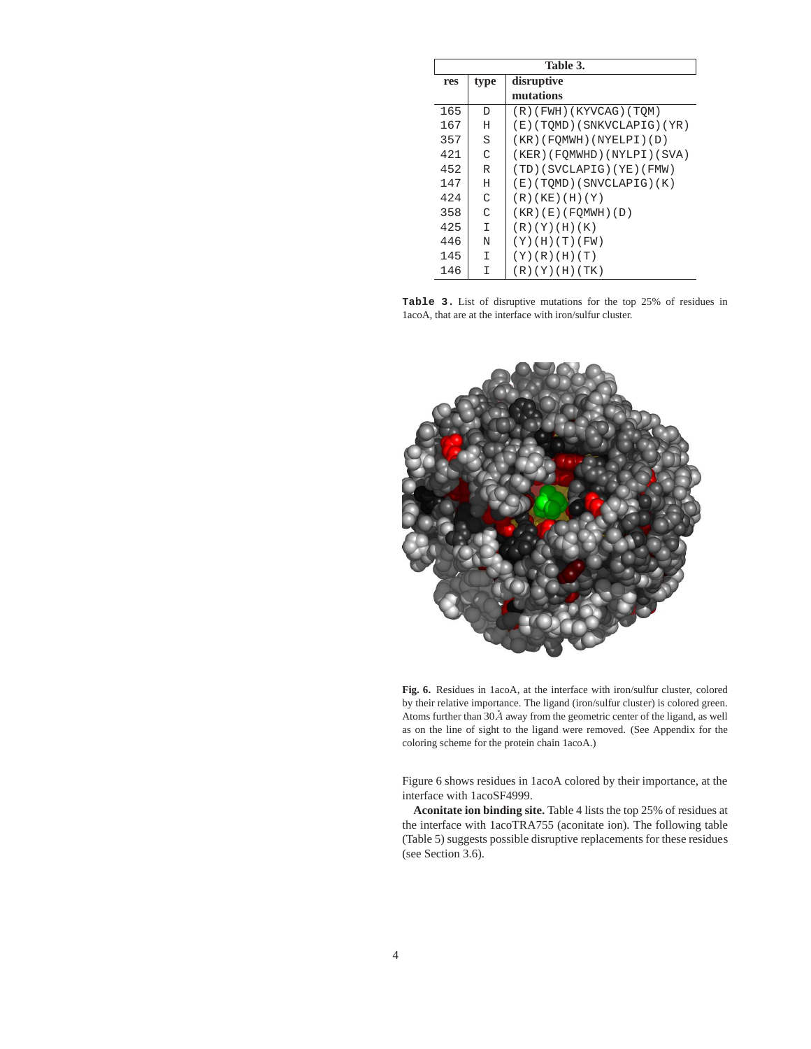| Table 3. | | |
|---|---|---|
| res | type | disruptive mutations |
| 165 | D | (R)(FWH)(KYVCAG)(TQM) |
| 167 | H | (E)(TQMD)(SNKVCLAPIG)(YR) |
| 357 | S | (KR)(FQMWH)(NYELPI)(D) |
| 421 | C | (KER)(FQMWHD)(NYLPI)(SVA) |
| 452 | R | (TD)(SVCLAPIG)(YE)(FMW) |
| 147 | H | (E)(TQMD)(SNVCLAPIG)(K) |
| 424 | C | (R)(KE)(H)(Y) |
| 358 | C | (KR)(E)(FQMWH)(D) |
| 425 | I | (R)(Y)(H)(K) |
| 446 | N | (Y)(H)(T)(FW) |
| 145 | I | (Y)(R)(H)(T) |
| 146 | I | (R)(Y)(H)(TK) |

**Table 3.** List of disruptive mutations for the top 25% of residues in 1acoA, that are at the interface with iron/sulfur cluster.

**Fig. 6.** Residues in 1acoA, at the interface with iron/sulfur cluster, colored by their relative importance. The ligand (iron/sulfur cluster) is colored green. Atoms further than 30Å away from the geometric center of the ligand, as well as on the line of sight to the ligand were removed. (See Appendix for the coloring scheme for the protein chain 1acoA.)

Figure 6 shows residues in 1acoA colored by their importance, at the interface with 1acoSF4999.

**Aconitate ion binding site.** Table 4 lists the top 25% of residues at the interface with 1acoTRA755 (aconitate ion). The following table (Table 5) suggests possible disruptive replacements for these residues (see Section 3.6).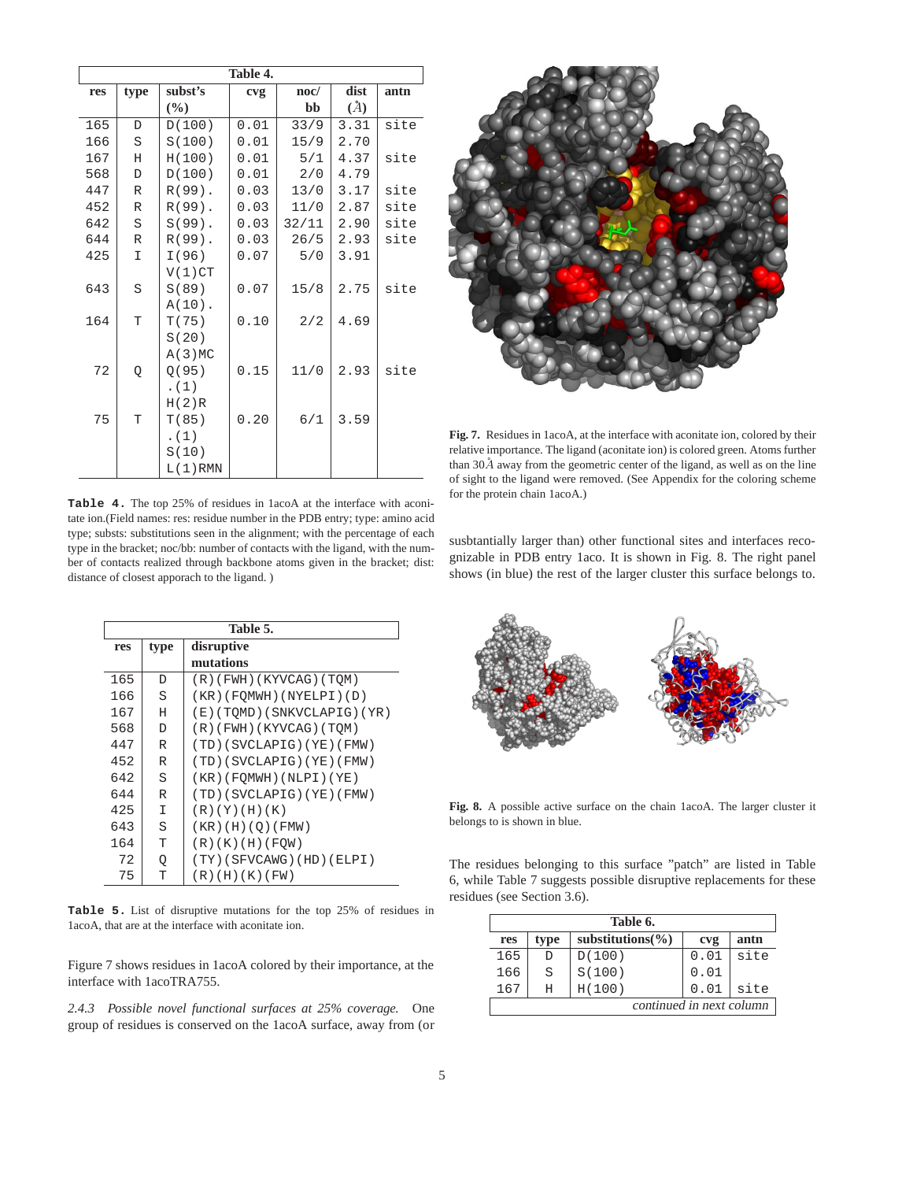| Table 4. | | | | | | |
|---|---|---|---|---|---|---|
| res | type | subst's (%) | cvg | noc/ bb | dist (Å) | antn |
| 165 | D | D(100) | 0.01 | 33/9 | 3.31 | site |
| 166 | S | S(100) | 0.01 | 15/9 | 2.70 | |
| 167 | H | H(100) | 0.01 | 5/1 | 4.37 | site |
| 568 | D | D(100) | 0.01 | 2/0 | 4.79 | |
| 447 | R | R(99). | 0.03 | 13/0 | 3.17 | site |
| 452 | R | R(99). | 0.03 | 11/0 | 2.87 | site |
| 642 | S | S(99). | 0.03 | 32/11 | 2.90 | site |
| 644 | R | R(99). | 0.03 | 26/5 | 2.93 | site |
| 425 | I | I(96) V(1)CT | 0.07 | 5/0 | 3.91 | |
| 643 | S | S(89) A(10). | 0.07 | 15/8 | 2.75 | site |
| 164 | T | T(75) S(20) A(3)MC | 0.10 | 2/2 | 4.69 | |
| 72 | Q | Q(95) .(1) H(2)R | 0.15 | 11/0 | 2.93 | site |
| 75 | T | T(85) .(1) S(10) L(1)RMN | 0.20 | 6/1 | 3.59 | |

**Table 4.** The top 25% of residues in 1acoA at the interface with aconitate ion.(Field names: res: residue number in the PDB entry; type: amino acid type; substs: substitutions seen in the alignment; with the percentage of each type in the bracket; noc/bb: number of contacts with the ligand, with the number of contacts realized through backbone atoms given in the bracket; dist: distance of closest approach to the ligand. )

| Table 5. | | |
|---|---|---|
| res | type | disruptive mutations |
| 165 | D | (R)(FWH)(KYVCAG)(TQM) |
| 166 | S | (KR)(FQMWH)(NYELPI)(D) |
| 167 | H | (E)(TQMD)(SNKVCLAPIG)(YR) |
| 568 | D | (R)(FWH)(KYVCAG)(TQM) |
| 447 | R | (TD)(SVCLAPIG)(YE)(FMW) |
| 452 | R | (TD)(SVCLAPIG)(YE)(FMW) |
| 642 | S | (KR)(FQMWH)(NLPI)(YE) |
| 644 | R | (TD)(SVCLAPIG)(YE)(FMW) |
| 425 | I | (R)(Y)(H)(K) |
| 643 | S | (KR)(H)(Q)(FMW) |
| 164 | T | (R)(K)(H)(FQW) |
| 72 | Q | (TY)(SFVCAWG)(HD)(ELPI) |
| 75 | T | (R)(H)(K)(FW) |

**Table 5.** List of disruptive mutations for the top 25% of residues in 1acoA, that are at the interface with aconitate ion.

Figure 7 shows residues in 1acoA colored by their importance, at the interface with 1acoTRA755.

*2.4.3 Possible novel functional surfaces at 25% coverage.* One group of residues is conserved on the 1acoA surface, away from (or susbtantially larger than) other functional sites and interfaces recognizable in PDB entry 1aco. It is shown in Fig. 8. The right panel shows (in blue) the rest of the larger cluster this surface belongs to.

**Fig. 7.** Residues in 1acoA, at the interface with aconitate ion, colored by their relative importance. The ligand (aconitate ion) is colored green. Atoms further than 30Å away from the geometric center of the ligand, as well as on the line of sight to the ligand were removed. (See Appendix for the coloring scheme for the protein chain 1acoA.)

**Fig. 8.** A possible active surface on the chain 1acoA. The larger cluster it belongs to is shown in blue.

The residues belonging to this surface "patch" are listed in Table 6, while Table 7 suggests possible disruptive replacements for these residues (see Section 3.6).

| Table 6. | | | | |
|---|---|---|---|---|
| res | type | substitutions(%) | cvg | antn |
| 165 | D | D(100) | 0.01 | site |
| 166 | S | S(100) | 0.01 | |
| 167 | H | H(100) | 0.01 | site |

*continued in next column*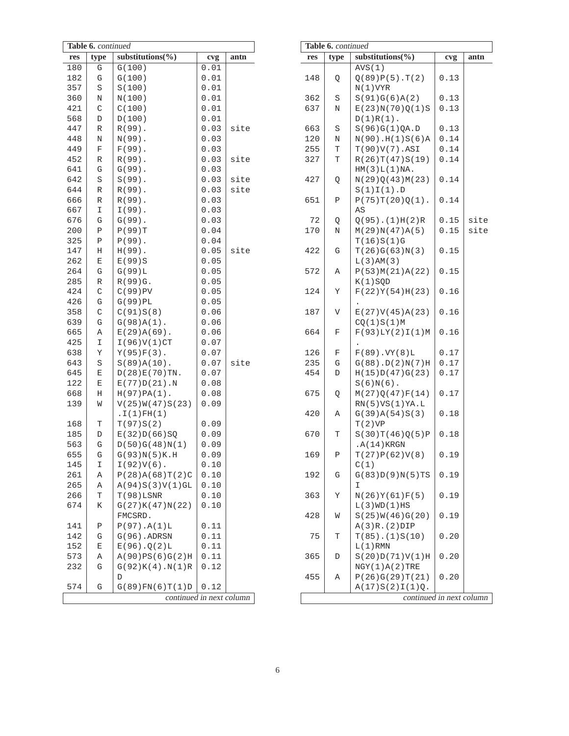**Table 6.** *continued*

| res | type | substitutions(%) | cvg | antn |
|---|---|---|---|---|
| 180 | G | G(100) | 0.01 | |
| 182 | G | G(100) | 0.01 | |
| 357 | S | S(100) | 0.01 | |
| 360 | N | N(100) | 0.01 | |
| 421 | C | C(100) | 0.01 | |
| 568 | D | D(100) | 0.01 | |
| 447 | R | R(99). | 0.03 | site |
| 448 | N | N(99). | 0.03 | |
| 449 | F | F(99). | 0.03 | |
| 452 | R | R(99). | 0.03 | site |
| 641 | G | G(99). | 0.03 | |
| 642 | S | S(99). | 0.03 | site |
| 644 | R | R(99). | 0.03 | site |
| 666 | R | R(99). | 0.03 | |
| 667 | I | I(99). | 0.03 | |
| 676 | G | G(99). | 0.03 | |
| 200 | P | P(99)T | 0.04 | |
| 325 | P | P(99). | 0.04 | |
| 147 | H | H(99). | 0.05 | site |
| 262 | E | E(99)S | 0.05 | |
| 264 | G | G(99)L | 0.05 | |
| 285 | R | R(99)G. | 0.05 | |
| 424 | C | C(99)PV | 0.05 | |
| 426 | G | G(99)PL | 0.05 | |
| 358 | C | C(91)S(8) | 0.06 | |
| 639 | G | G(98)A(1). | 0.06 | |
| 665 | A | E(29)A(69). | 0.06 | |
| 425 | I | I(96)V(1)CT | 0.07 | |
| 638 | Y | Y(95)F(3). | 0.07 | |
| 643 | S | S(89)A(10). | 0.07 | site |
| 645 | E | D(28)E(70)TN. | 0.07 | |
| 122 | E | E(77)D(21).N | 0.08 | |
| 668 | H | H(97)PA(1). | 0.08 | |
| 139 | W | V(25)W(47)S(23).I(1)FH(1) | 0.09 | |
| 168 | T | T(97)S(2) | 0.09 | |
| 185 | D | E(32)D(66)SQ | 0.09 | |
| 563 | G | D(50)G(48)N(1) | 0.09 | |
| 655 | G | G(93)N(5)K.H | 0.09 | |
| 145 | I | I(92)V(6). | 0.10 | |
| 261 | A | P(28)A(68)T(2)C | 0.10 | |
| 265 | A | A(94)S(3)V(1)GL | 0.10 | |
| 266 | T | T(98)LSNR | 0.10 | |
| 674 | K | G(27)K(47)N(22)FMCSRD. | 0.10 | |
| 141 | P | P(97).A(1)L | 0.11 | |
| 142 | G | G(96).ADRSN | 0.11 | |
| 152 | E | E(96).Q(2)L | 0.11 | |
| 573 | A | A(90)PS(6)G(2)H | 0.11 | |
| 232 | G | G(92)K(4).N(1)RD | 0.12 | |
| 574 | G | G(89)FN(6)T(1)DAVS(1) | 0.12 | |
| 148 | Q | Q(89)P(5).T(2)N(1)VYR | 0.13 | |
| 362 | S | S(91)G(6)A(2) | 0.13 | |
| 637 | N | E(23)N(70)Q(1)SD(1)R(1). | 0.13 | |
| 663 | S | S(96)G(1)QA.D | 0.13 | |
| 120 | N | N(90).H(1)S(6)A | 0.14 | |
| 255 | T | T(90)V(7).ASI | 0.14 | |
| 327 | T | R(26)T(47)S(19)HM(3)L(1)NA. | 0.14 | |
| 427 | Q | N(29)Q(43)M(23)S(1)I(1).D | 0.14 | |
| 651 | P | P(75)T(20)Q(1).AS | 0.14 | |
| 72 | Q | Q(95).(1)H(2)R | 0.15 | site |
| 170 | N | M(29)N(47)A(5)T(16)S(1)G | 0.15 | site |
| 422 | G | T(26)G(63)N(3)L(3)AM(3) | 0.15 | |
| 572 | A | P(53)M(21)A(22)K(1)SQD | 0.15 | |
| 124 | Y | F(22)Y(54)H(23). | 0.16 | |
| 187 | V | E(27)V(45)A(23)CQ(1)S(1)M | 0.16 | |
| 664 | F | F(93)LY(2)I(1)M. | 0.16 | |
| 126 | F | F(89).VY(8)L | 0.17 | |
| 235 | G | G(88).D(2)N(7)H | 0.17 | |
| 454 | D | H(15)D(47)G(23)S(6)N(6). | 0.17 | |
| 675 | Q | M(27)Q(47)F(14)RN(5)VS(1)YA.L | 0.17 | |
| 420 | A | G(39)A(54)S(3)T(2)VP | 0.18 | |
| 670 | T | S(30)T(46)Q(5)P.A(14)KRGN | 0.18 | |
| 169 | P | T(27)P(62)V(8)C(1) | 0.19 | |
| 192 | G | G(83)D(9)N(5)TSI | 0.19 | |
| 363 | Y | N(26)Y(61)F(5)L(3)WD(1)HS | 0.19 | |
| 428 | W | S(25)W(46)G(20)A(3)R.(2)DIP | 0.19 | |
| 75 | T | T(85).(1)S(10)L(1)RMN | 0.20 | |
| 365 | D | S(20)D(71)V(1)HNGY(1)A(2)TRE | 0.20 | |
| 455 | A | P(26)G(29)T(21)A(17)S(2)I(1)Q. | 0.20 | |

*continued in next column*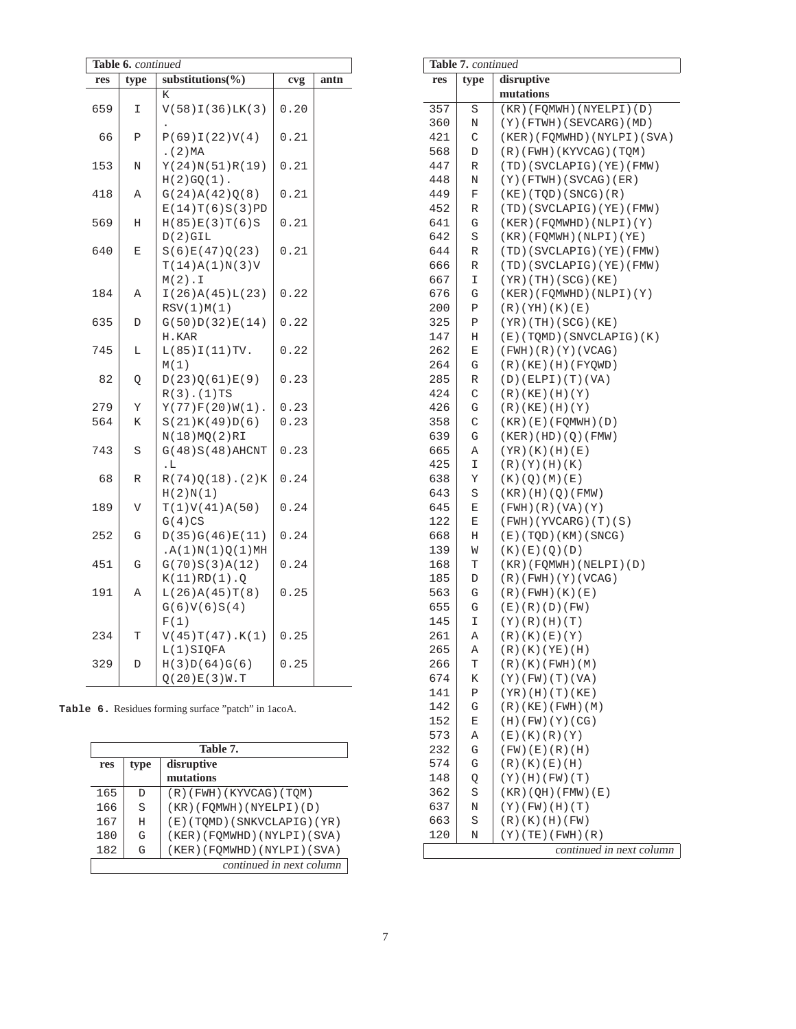| **Table 6.** *continued* | | | | |
|---|---|---|---|---|
| **res** | **type** | **substitutions(%)** | **cvg** | **antn** |
| | | K | | |
| 659 | I | V(58)I(36)LK(3) . | 0.20 | |
| 66 | P | P(69)I(22)V(4) .(2)MA | 0.21 | |
| 153 | N | Y(24)N(51)R(19) H(2)GQ(1). | 0.21 | |
| 418 | A | G(24)A(42)Q(8) E(14)T(6)S(3)PD | 0.21 | |
| 569 | H | H(85)E(3)T(6)S D(2)GIL | 0.21 | |
| 640 | E | S(6)E(47)Q(23) T(14)A(1)N(3)V M(2).I | 0.21 | |
| 184 | A | I(26)A(45)L(23) RSV(1)M(1) | 0.22 | |
| 635 | D | G(50)D(32)E(14) H.KAR | 0.22 | |
| 745 | L | L(85)I(11)TV. M(1) | 0.22 | |
| 82 | Q | D(23)Q(61)E(9) R(3).(1)TS | 0.23 | |
| 279 | Y | Y(77)F(20)W(1). | 0.23 | |
| 564 | K | S(21)K(49)D(6) N(18)MQ(2)RI | 0.23 | |
| 743 | S | G(48)S(48)AHCNT .L | 0.23 | |
| 68 | R | R(74)Q(18).(2)K H(2)N(1) | 0.24 | |
| 189 | V | T(1)V(41)A(50) G(4)CS | 0.24 | |
| 252 | G | D(35)G(46)E(11) .A(1)N(1)Q(1)MH | 0.24 | |
| 451 | G | G(70)S(3)A(12) K(11)RD(1).Q | 0.24 | |
| 191 | A | L(26)A(45)T(8) G(6)V(6)S(4) F(1) | 0.25 | |
| 234 | T | V(45)T(47).K(1) L(1)SIQFA | 0.25 | |
| 329 | D | H(3)D(64)G(6) Q(20)E(3)W.T | 0.25 | |

**Table 6.** Residues forming surface "patch" in 1acoA.

| **Table 7.** | | |
|---|---|---|
| **res** | **type** | **disruptive mutations** |
| 165 | D | (R)(FWH)(KYVCAG)(TQM) |
| 166 | S | (KR)(FQMWH)(NYELPI)(D) |
| 167 | H | (E)(TQMD)(SNKVCLAPIG)(YR) |
| 180 | G | (KER)(FQMWHD)(NYLPI)(SVA) |
| 182 | G | (KER)(FQMWHD)(NYLPI)(SVA) |
| 357 | S | (KR)(FQMWH)(NYELPI)(D) |
| 360 | N | (Y)(FTWH)(SEVCARG)(MD) |
| 421 | C | (KER)(FQMWHD)(NYLPI)(SVA) |
| 568 | D | (R)(FWH)(KYVCAG)(TQM) |
| 447 | R | (TD)(SVCLAPIG)(YE)(FMW) |
| 448 | N | (Y)(FTWH)(SVCAG)(ER) |
| 449 | F | (KE)(TQD)(SNCG)(R) |
| 452 | R | (TD)(SVCLAPIG)(YE)(FMW) |
| 641 | G | (KER)(FQMWHD)(NLPI)(Y) |
| 642 | S | (KR)(FQMWH)(NLPI)(YE) |
| 644 | R | (TD)(SVCLAPIG)(YE)(FMW) |
| 666 | R | (TD)(SVCLAPIG)(YE)(FMW) |
| 667 | I | (YR)(TH)(SCG)(KE) |
| 676 | G | (KER)(FQMWHD)(NLPI)(Y) |
| 200 | P | (R)(YH)(K)(E) |
| 325 | P | (YR)(TH)(SCG)(KE) |
| 147 | H | (E)(TQMD)(SNVCLAPIG)(K) |
| 262 | E | (FWH)(R)(Y)(VCAG) |
| 264 | G | (R)(KE)(H)(FYQWD) |
| 285 | R | (D)(ELPI)(T)(VA) |
| 424 | C | (R)(KE)(H)(Y) |
| 426 | G | (R)(KE)(H)(Y) |
| 358 | C | (KR)(E)(FQMWH)(D) |
| 639 | G | (KER)(HD)(Q)(FMW) |
| 665 | A | (YR)(K)(H)(E) |
| 425 | I | (R)(Y)(H)(K) |
| 638 | Y | (K)(Q)(M)(E) |
| 643 | S | (KR)(H)(Q)(FMW) |
| 645 | E | (FWH)(R)(VA)(Y) |
| 122 | E | (FWH)(YVCARG)(T)(S) |
| 668 | H | (E)(TQD)(KM)(SNCG) |
| 139 | W | (K)(E)(Q)(D) |
| 168 | T | (KR)(FQMWH)(NELPI)(D) |
| 185 | D | (R)(FWH)(Y)(VCAG) |
| 563 | G | (R)(FWH)(K)(E) |
| 655 | G | (E)(R)(D)(FW) |
| 145 | I | (Y)(R)(H)(T) |
| 261 | A | (R)(K)(E)(Y) |
| 265 | A | (R)(K)(YE)(H) |
| 266 | T | (R)(K)(FWH)(M) |
| 674 | K | (Y)(FW)(T)(VA) |
| 141 | P | (YR)(H)(T)(KE) |
| 142 | G | (R)(KE)(FWH)(M) |
| 152 | E | (H)(FW)(Y)(CG) |
| 573 | A | (E)(K)(R)(Y) |
| 232 | G | (FW)(E)(R)(H) |
| 574 | G | (R)(K)(E)(H) |
| 148 | Q | (Y)(H)(FW)(T) |
| 362 | S | (KR)(QH)(FMW)(E) |
| 637 | N | (Y)(FW)(H)(T) |
| 663 | S | (R)(K)(H)(FW) |
| 120 | N | (Y)(TE)(FWH)(R) |

*continued in next column*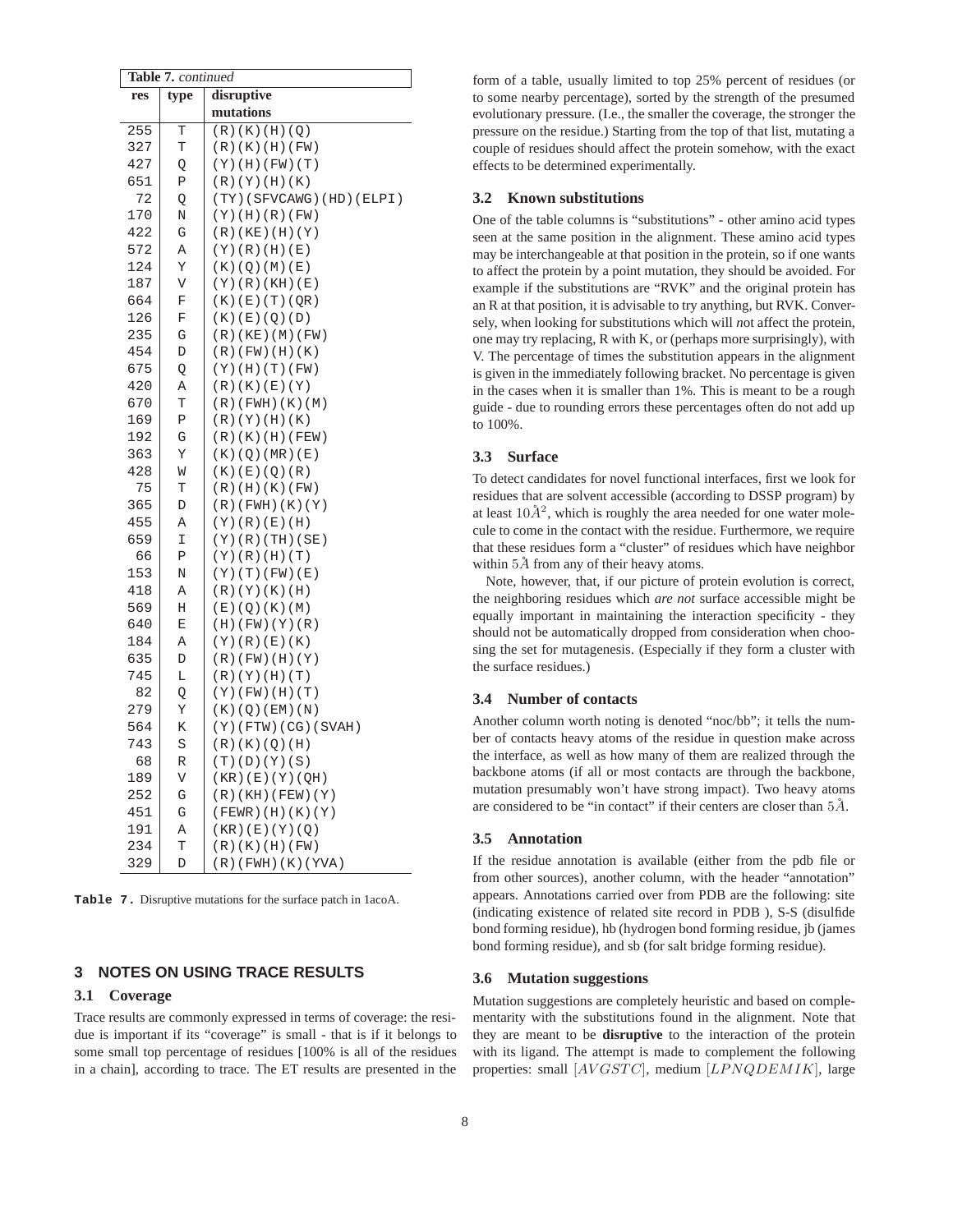| Table 7. *continued* | | |
|---|---|---|
| res | type | disruptive mutations |
| 255 | T | (R)(K)(H)(Q) |
| 327 | T | (R)(K)(H)(FW) |
| 427 | Q | (Y)(H)(FW)(T) |
| 651 | P | (R)(Y)(H)(K) |
| 72 | Q | (TY)(SFVCAWG)(HD)(ELPI) |
| 170 | N | (Y)(H)(R)(FW) |
| 422 | G | (R)(KE)(H)(Y) |
| 572 | A | (Y)(R)(H)(E) |
| 124 | Y | (K)(Q)(M)(E) |
| 187 | V | (Y)(R)(KH)(E) |
| 664 | F | (K)(E)(T)(QR) |
| 126 | F | (K)(E)(Q)(D) |
| 235 | G | (R)(KE)(M)(FW) |
| 454 | D | (R)(FW)(H)(K) |
| 675 | Q | (Y)(H)(T)(FW) |
| 420 | A | (R)(K)(E)(Y) |
| 670 | T | (R)(FWH)(K)(M) |
| 169 | P | (R)(Y)(H)(K) |
| 192 | G | (R)(K)(H)(FEW) |
| 363 | Y | (K)(Q)(MR)(E) |
| 428 | W | (K)(E)(Q)(R) |
| 75 | T | (R)(H)(K)(FW) |
| 365 | D | (R)(FWH)(K)(Y) |
| 455 | A | (Y)(R)(E)(H) |
| 659 | I | (Y)(R)(TH)(SE) |
| 66 | P | (Y)(R)(H)(T) |
| 153 | N | (Y)(T)(FW)(E) |
| 418 | A | (R)(Y)(K)(H) |
| 569 | H | (E)(Q)(K)(M) |
| 640 | E | (H)(FW)(Y)(R) |
| 184 | A | (Y)(R)(E)(K) |
| 635 | D | (R)(FW)(H)(Y) |
| 745 | L | (R)(Y)(H)(T) |
| 82 | Q | (Y)(FW)(H)(T) |
| 279 | Y | (K)(Q)(EM)(N) |
| 564 | K | (Y)(FTW)(CG)(SVAH) |
| 743 | S | (R)(K)(Q)(H) |
| 68 | R | (T)(D)(Y)(S) |
| 189 | V | (KR)(E)(Y)(QH) |
| 252 | G | (R)(KH)(FEW)(Y) |
| 451 | G | (FEWR)(H)(K)(Y) |
| 191 | A | (KR)(E)(Y)(Q) |
| 234 | T | (R)(K)(H)(FW) |
| 329 | D | (R)(FWH)(K)(YVA) |

**Table 7.** Disruptive mutations for the surface patch in 1acoA.

## 3 NOTES ON USING TRACE RESULTS

### 3.1 Coverage

Trace results are commonly expressed in terms of coverage: the residue is important if its "coverage" is small - that is if it belongs to some small top percentage of residues [100% is all of the residues in a chain], according to trace. The ET results are presented in the form of a table, usually limited to top 25% percent of residues (or to some nearby percentage), sorted by the strength of the presumed evolutionary pressure. (I.e., the smaller the coverage, the stronger the pressure on the residue.) Starting from the top of that list, mutating a couple of residues should affect the protein somehow, with the exact effects to be determined experimentally.

### 3.2 Known substitutions

One of the table columns is "substitutions" - other amino acid types seen at the same position in the alignment. These amino acid types may be interchangeable at that position in the protein, so if one wants to affect the protein by a point mutation, they should be avoided. For example if the substitutions are "RVK" and the original protein has an R at that position, it is advisable to try anything, but RVK. Conversely, when looking for substitutions which will *no*t affect the protein, one may try replacing, R with K, or (perhaps more surprisingly), with V. The percentage of times the substitution appears in the alignment is given in the immediately following bracket. No percentage is given in the cases when it is smaller than 1%. This is meant to be a rough guide - due to rounding errors these percentages often do not add up to 100%.

### 3.3 Surface

To detect candidates for novel functional interfaces, first we look for residues that are solvent accessible (according to DSSP program) by at least $10Å^2$, which is roughly the area needed for one water molecule to come in the contact with the residue. Furthermore, we require that these residues form a "cluster" of residues which have neighbor within $5Å$ from any of their heavy atoms.

Note, however, that, if our picture of protein evolution is correct, the neighboring residues which *are not* surface accessible might be equally important in maintaining the interaction specificity - they should not be automatically dropped from consideration when choosing the set for mutagenesis. (Especially if they form a cluster with the surface residues.)

### 3.4 Number of contacts

Another column worth noting is denoted "noc/bb"; it tells the number of contacts heavy atoms of the residue in question make across the interface, as well as how many of them are realized through the backbone atoms (if all or most contacts are through the backbone, mutation presumably won't have strong impact). Two heavy atoms are considered to be "in contact" if their centers are closer than $5Å$.

### 3.5 Annotation

If the residue annotation is available (either from the pdb file or from other sources), another column, with the header "annotation" appears. Annotations carried over from PDB are the following: site (indicating existence of related site record in PDB ), S-S (disulfide bond forming residue), hb (hydrogen bond forming residue, jb (james bond forming residue), and sb (for salt bridge forming residue).

### 3.6 Mutation suggestions

Mutation suggestions are completely heuristic and based on complementarity with the substitutions found in the alignment. Note that they are meant to be **disruptive** to the interaction of the protein with its ligand. The attempt is made to complement the following properties: small $[AVGSTC]$, medium $[LPNQDEMIK]$, large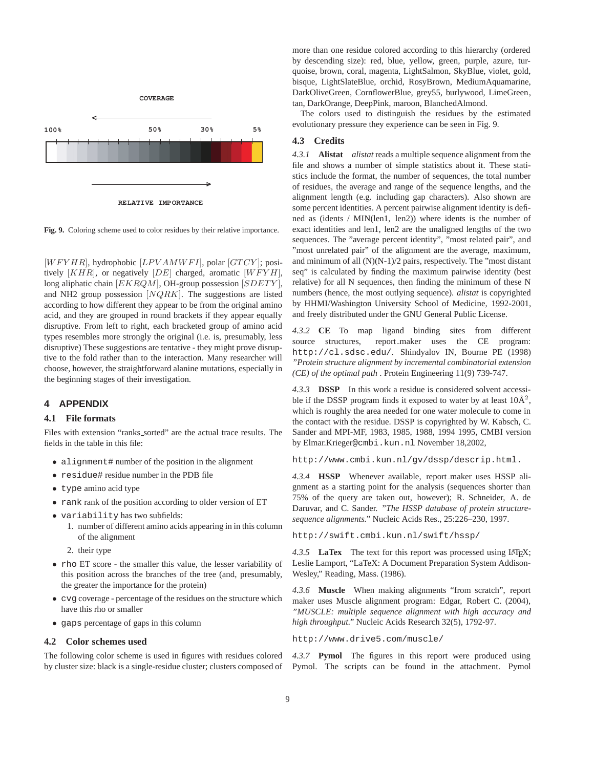COVERAGE

100%

50%

30%

5%

RELATIVE IMPORTANCE

**Fig. 9.** Coloring scheme used to color residues by their relative importance.

$[WFYHR]$, hydrophobic $[LPVAMWFI]$, polar $[GTCY]$; positively $[KHR]$, or negatively $[DE]$ charged, aromatic $[WFYH]$, long aliphatic chain $[EKRQM]$, OH-group possession $[SDETY]$, and NH2 group possession $[NQRK]$. The suggestions are listed according to how different they appear to be from the original amino acid, and they are grouped in round brackets if they appear equally disruptive. From left to right, each bracketed group of amino acid types resembles more strongly the original (i.e. is, presumably, less disruptive) These suggestions are tentative - they might prove disruptive to the fold rather than to the interaction. Many researcher will choose, however, the straightforward alanine mutations, especially in the beginning stages of their investigation.

## 4 APPENDIX

### 4.1 File formats

Files with extension "ranks_sorted" are the actual trace results. The fields in the table in this file:

- `alignment#` number of the position in the alignment
- `residue#` residue number in the PDB file
- `type` amino acid type
- `rank` rank of the position according to older version of ET
- `variability` has two subfields:
  1. number of different amino acids appearing in in this column of the alignment
  2. their type
- `rho` ET score - the smaller this value, the lesser variability of this position across the branches of the tree (and, presumably, the greater the importance for the protein)
- `cvg` coverage - percentage of the residues on the structure which have this rho or smaller
- `gaps` percentage of gaps in this column

### 4.2 Color schemes used

The following color scheme is used in figures with residues colored by cluster size: black is a single-residue cluster; clusters composed of more than one residue colored according to this hierarchy (ordered by descending size): red, blue, yellow, green, purple, azure, turquoise, brown, coral, magenta, LightSalmon, SkyBlue, violet, gold, bisque, LightSlateBlue, orchid, RosyBrown, MediumAquamarine, DarkOliveGreen, CornflowerBlue, grey55, burlywood, LimeGreen, tan, DarkOrange, DeepPink, maroon, BlanchedAlmond.

The colors used to distinguish the residues by the estimated evolutionary pressure they experience can be seen in Fig. 9.

### 4.3 Credits

*4.3.1* **Alistat** *alistat* reads a multiple sequence alignment from the file and shows a number of simple statistics about it. These statistics include the format, the number of sequences, the total number of residues, the average and range of the sequence lengths, and the alignment length (e.g. including gap characters). Also shown are some percent identities. A percent pairwise alignment identity is defined as (idents / MIN(len1, len2)) where idents is the number of exact identities and len1, len2 are the unaligned lengths of the two sequences. The "average percent identity", "most related pair", and "most unrelated pair" of the alignment are the average, maximum, and minimum of all (N)(N-1)/2 pairs, respectively. The "most distant seq" is calculated by finding the maximum pairwise identity (best relative) for all N sequences, then finding the minimum of these N numbers (hence, the most outlying sequence). *alistat* is copyrighted by HHMI/Washington University School of Medicine, 1992-2001, and freely distributed under the GNU General Public License.

*4.3.2* **CE** To map ligand binding sites from different source structures, report_maker uses the CE program: `http://cl.sdsc.edu/`. Shindyalov IN, Bourne PE (1998) *"Protein structure alignment by incremental combinatorial extension (CE) of the optimal path* . Protein Engineering 11(9) 739-747.

*4.3.3* **DSSP** In this work a residue is considered solvent accessible if the DSSP program finds it exposed to water by at least 10Å$^2$, which is roughly the area needed for one water molecule to come in the contact with the residue. DSSP is copyrighted by W. Kabsch, C. Sander and MPI-MF, 1983, 1985, 1988, 1994 1995, CMBI version by Elmar.Krieger@`cmbi.kun.nl` November 18,2002,

`http://www.cmbi.kun.nl/gv/dssp/descrip.html.`

*4.3.4* **HSSP** Whenever available, report_maker uses HSSP alignment as a starting point for the analysis (sequences shorter than 75% of the query are taken out, however); R. Schneider, A. de Daruvar, and C. Sander. *"The HSSP database of protein structure-sequence alignments."* Nucleic Acids Res., 25:226–230, 1997.

`http://swift.cmbi.kun.nl/swift/hssp/`

*4.3.5* **LaTex** The text for this report was processed using LaTeX; Leslie Lamport, "LaTeX: A Document Preparation System Addison-Wesley," Reading, Mass. (1986).

*4.3.6* **Muscle** When making alignments "from scratch", report maker uses Muscle alignment program: Edgar, Robert C. (2004), *"MUSCLE: multiple sequence alignment with high accuracy and high throughput."* Nucleic Acids Research 32(5), 1792-97.

`http://www.drive5.com/muscle/`

*4.3.7* **Pymol** The figures in this report were produced using Pymol. The scripts can be found in the attachment. Pymol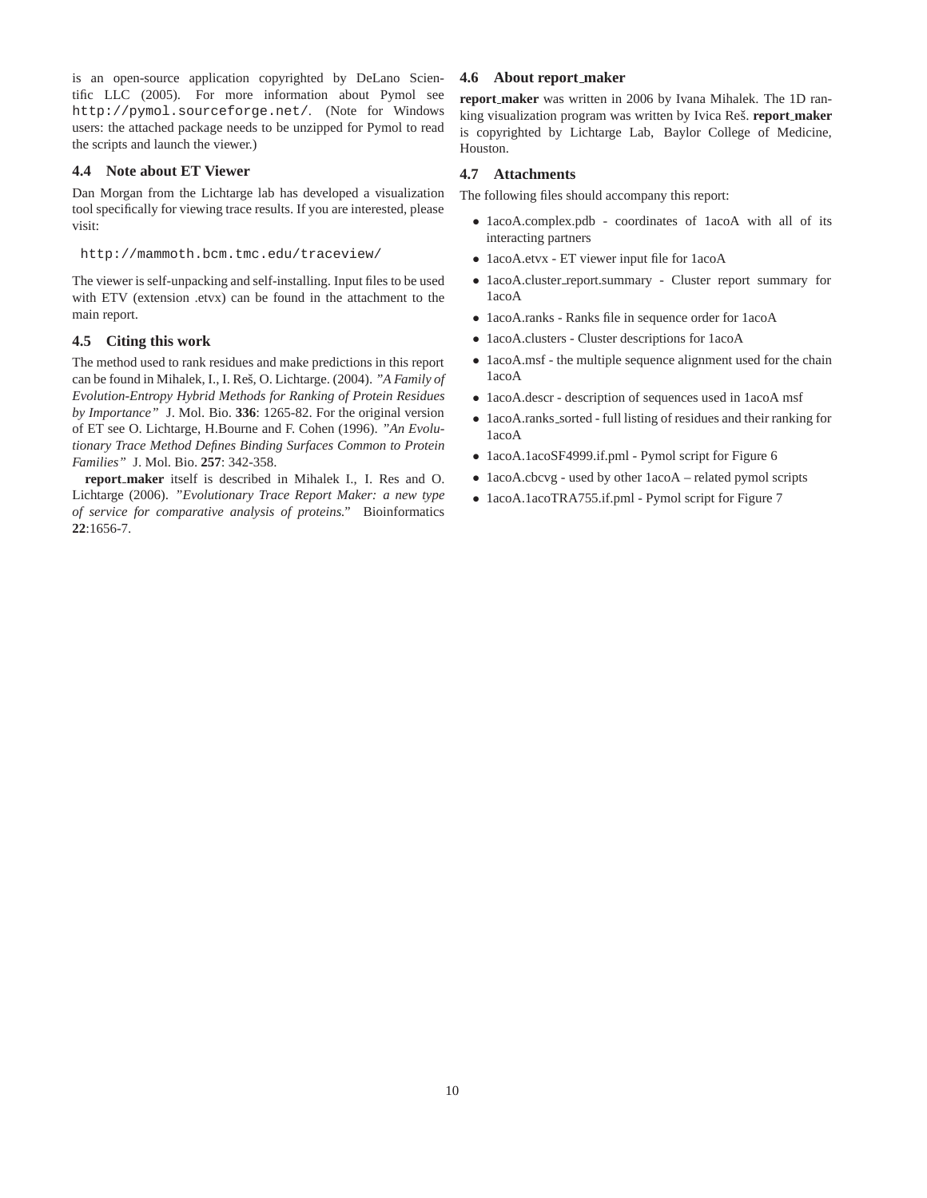is an open-source application copyrighted by DeLano Scientific LLC (2005). For more information about Pymol see http://pymol.sourceforge.net/. (Note for Windows users: the attached package needs to be unzipped for Pymol to read the scripts and launch the viewer.)

### 4.4 Note about ET Viewer

Dan Morgan from the Lichtarge lab has developed a visualization tool specifically for viewing trace results. If you are interested, please visit:

```
http://mammoth.bcm.tmc.edu/traceview/
```

The viewer is self-unpacking and self-installing. Input files to be used with ETV (extension .etvx) can be found in the attachment to the main report.

### 4.5 Citing this work

The method used to rank residues and make predictions in this report can be found in Mihalek, I., I. Reš, O. Lichtarge. (2004). *"A Family of Evolution-Entropy Hybrid Methods for Ranking of Protein Residues by Importance"* J. Mol. Bio. **336**: 1265-82. For the original version of ET see O. Lichtarge, H.Bourne and F. Cohen (1996). *"An Evolutionary Trace Method Defines Binding Surfaces Common to Protein Families"* J. Mol. Bio. **257**: 342-358.

**report_maker** itself is described in Mihalek I., I. Res and O. Lichtarge (2006). *"Evolutionary Trace Report Maker: a new type of service for comparative analysis of proteins."* Bioinformatics **22**:1656-7.

### 4.6 About report_maker

**report_maker** was written in 2006 by Ivana Mihalek. The 1D ranking visualization program was written by Ivica Reš. **report_maker** is copyrighted by Lichtarge Lab, Baylor College of Medicine, Houston.

### 4.7 Attachments

The following files should accompany this report:

- 1acoA.complex.pdb - coordinates of 1acoA with all of its interacting partners
- 1acoA.etvx - ET viewer input file for 1acoA
- 1acoA.cluster_report.summary - Cluster report summary for 1acoA
- 1acoA.ranks - Ranks file in sequence order for 1acoA
- 1acoA.clusters - Cluster descriptions for 1acoA
- 1acoA.msf - the multiple sequence alignment used for the chain 1acoA
- 1acoA.descr - description of sequences used in 1acoA msf
- 1acoA.ranks_sorted - full listing of residues and their ranking for 1acoA
- 1acoA.1acoSF4999.if.pml - Pymol script for Figure 6
- 1acoA.cbcvg - used by other 1acoA – related pymol scripts
- 1acoA.1acoTRA755.if.pml - Pymol script for Figure 7